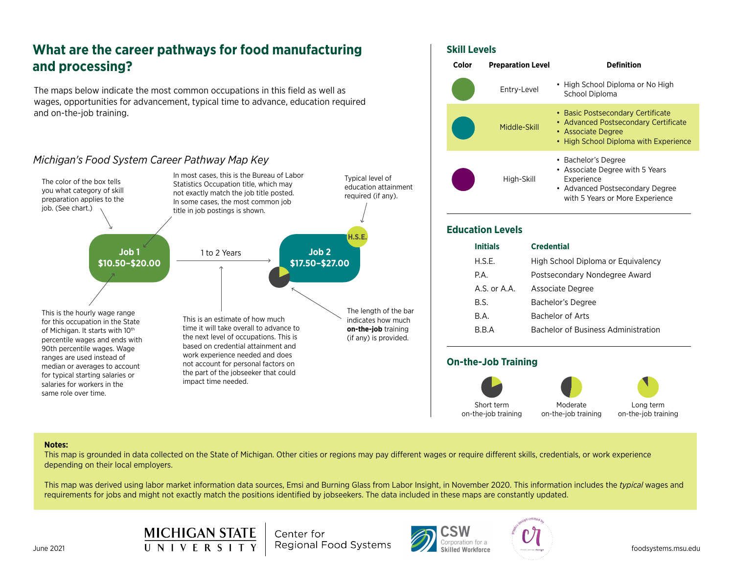# What are the career pathways for food manufacturing and processing?

The maps below indicate the most common occupations in this field as well as wages, opportunities for advancement, typical time to advance, education required and on-the-job training.

## *Michigan's Food System Career Pathway Map Key*

The color of the box tells you what category of skill preparation applies to the job. (See chart.)

In most cases, this is the Bureau of Labor Statistics Occupation title, which may not exactly match the job title posted. In some cases, the most common job title in job postings is shown.

Typical level of education attainment required (if any).

**Job 1**
**$10.50–$20.00**

1 to 2 Years

**Job 2**
**$17.50–$27.00**

H.S.E.

This is the hourly wage range for this occupation in the State of Michigan. It starts with 10th percentile wages and ends with 90th percentile wages. Wage ranges are used instead of median or averages to account for typical starting salaries or salaries for workers in the same role over time.

This is an estimate of how much time it will take overall to advance to the next level of occupations. This is based on credential attainment and work experience needed and does not account for personal factors on the part of the jobseeker that could impact time needed.

The length of the bar indicates how much **on-the-job** training (if any) is provided.

## Skill Levels

| Color | Preparation Level | Definition |
|---|---|---|
| Green | Entry-Level | • High School Diploma or No High School Diploma |
| Teal | Middle-Skill | • Basic Postsecondary Certificate<br>• Advanced Postsecondary Certificate<br>• Associate Degree<br>• High School Diploma with Experience |
| Purple | High-Skill | • Bachelor's Degree<br>• Associate Degree with 5 Years Experience<br>• Advanced Postsecondary Degree with 5 Years or More Experience |

## Education Levels

| Initials | Credential |
|---|---|
| H.S.E. | High School Diploma or Equivalency |
| P.A. | Postsecondary Nondegree Award |
| A.S. or A.A. | Associate Degree |
| B.S. | Bachelor's Degree |
| B.A. | Bachelor of Arts |
| B.B.A | Bachelor of Business Administration |

## On-the-Job Training

Short term on-the-job training

Moderate on-the-job training

Long term on-the-job training

**Notes:**

This map is grounded in data collected on the State of Michigan. Other cities or regions may pay different wages or require different skills, credentials, or work experience depending on their local employers.

This map was derived using labor market information data sources, Emsi and Burning Glass from Labor Insight, in November 2020. This information includes the *typical* wages and requirements for jobs and might not exactly match the positions identified by jobseekers. The data included in these maps are constantly updated.

June 2021

Michigan State University — Center for Regional Food Systems

CSW Corporation for a Skilled Workforce

foodsystems.msu.edu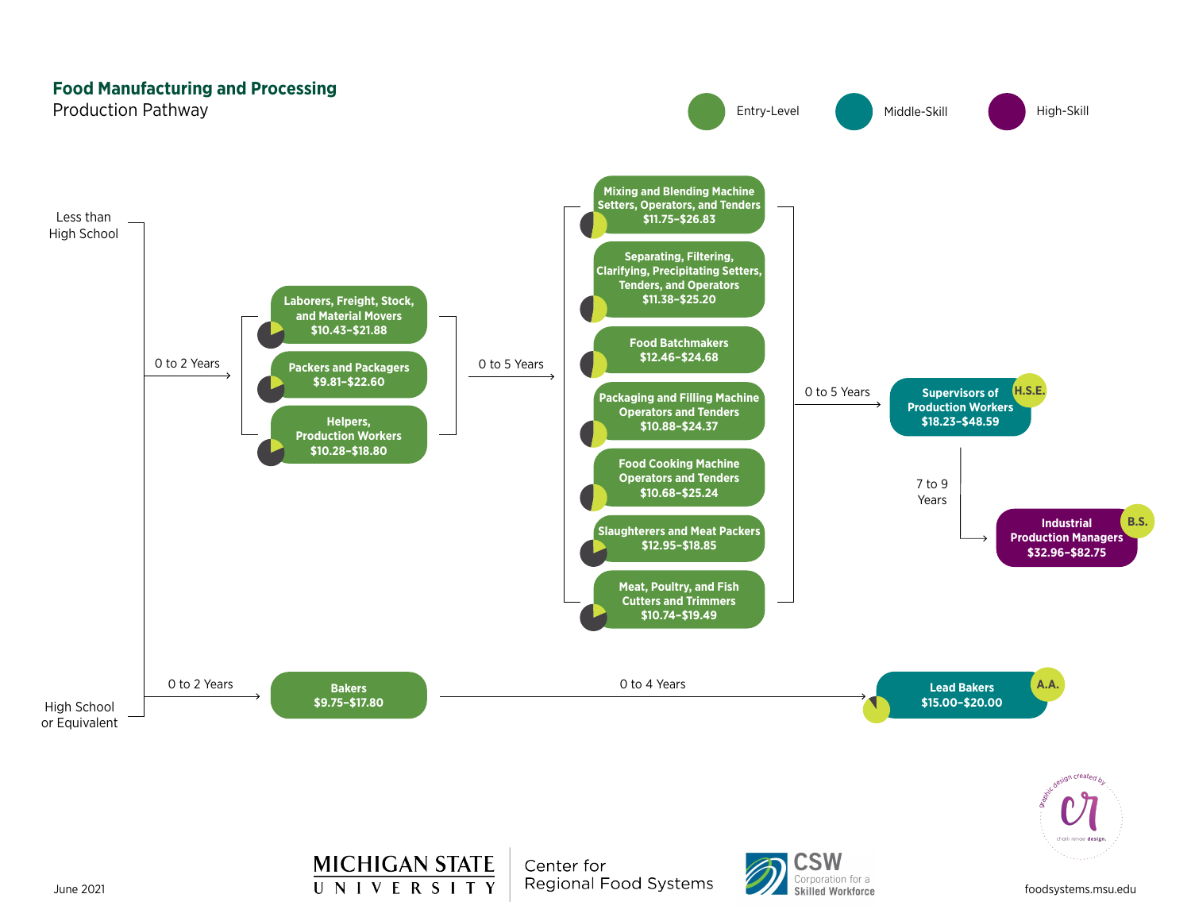# Food Manufacturing and Processing

## Production Pathway

Entry-Level | Middle-Skill | High-Skill

**Less than High School**

0 to 2 Years →

- **Laborers, Freight, Stock, and Material Movers** $10.43–$21.88
- **Packers and Packagers** $9.81–$22.60
- **Helpers, Production Workers** $10.28–$18.80

0 to 5 Years →

- **Mixing and Blending Machine Setters, Operators, and Tenders** $11.75–$26.83
- **Separating, Filtering, Clarifying, Precipitating Setters, Tenders, and Operators** $11.38–$25.20
- **Food Batchmakers** $12.46–$24.68
- **Packaging and Filling Machine Operators and Tenders** $10.88–$24.37
- **Food Cooking Machine Operators and Tenders** $10.68–$25.24
- **Slaughterers and Meat Packers** $12.95–$18.85
- **Meat, Poultry, and Fish Cutters and Trimmers** $10.74–$19.49

0 to 5 Years →

- **Supervisors of Production Workers** $18.23–$48.59 (H.S.E.)

7 to 9 Years →

- **Industrial Production Managers** $32.96–$82.75 (B.S.)

**High School or Equivalent**

0 to 2 Years →

- **Bakers** $9.75–$17.80

0 to 4 Years →

- **Lead Bakers** $15.00–$20.00 (A.A.)

June 2021

Michigan State University | Center for Regional Food Systems

CSW Corporation for a Skilled Workforce

foodsystems.msu.edu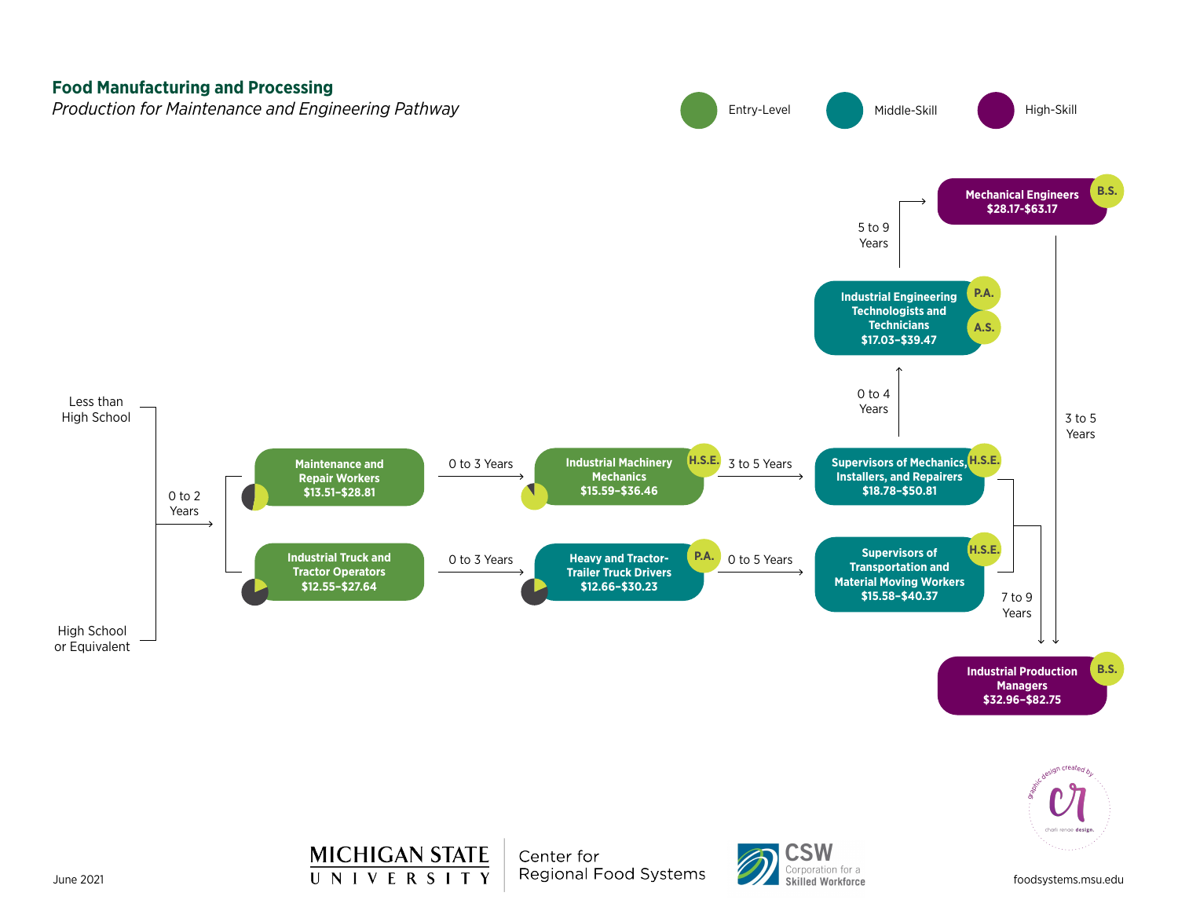## Food Manufacturing and Processing

*Production for Maintenance and Engineering Pathway*

Entry-Level | Middle-Skill | High-Skill

Less than High School

High School or Equivalent

0 to 2 Years

**Maintenance and Repair Workers**
$13.51–$28.81

0 to 3 Years

**Industrial Machinery Mechanics** (H.S.E.)
$15.59–$36.46

3 to 5 Years

**Supervisors of Mechanics, Installers, and Repairers** (H.S.E.)
$18.78–$50.81

0 to 4 Years

**Industrial Engineering Technologists and Technicians** (P.A.) (A.S.)
$17.03–$39.47

5 to 9 Years

**Mechanical Engineers** (B.S.)
$28.17–$63.17

3 to 5 Years

**Industrial Truck and Tractor Operators**
$12.55–$27.64

0 to 3 Years

**Heavy and Tractor-Trailer Truck Drivers** (P.A.)
$12.66–$30.23

0 to 5 Years

**Supervisors of Transportation and Material Moving Workers** (H.S.E.)
$15.58–$40.37

7 to 9 Years

**Industrial Production Managers** (B.S.)
$32.96–$82.75

June 2021

Michigan State University | Center for Regional Food Systems

CSW Corporation for a Skilled Workforce

foodsystems.msu.edu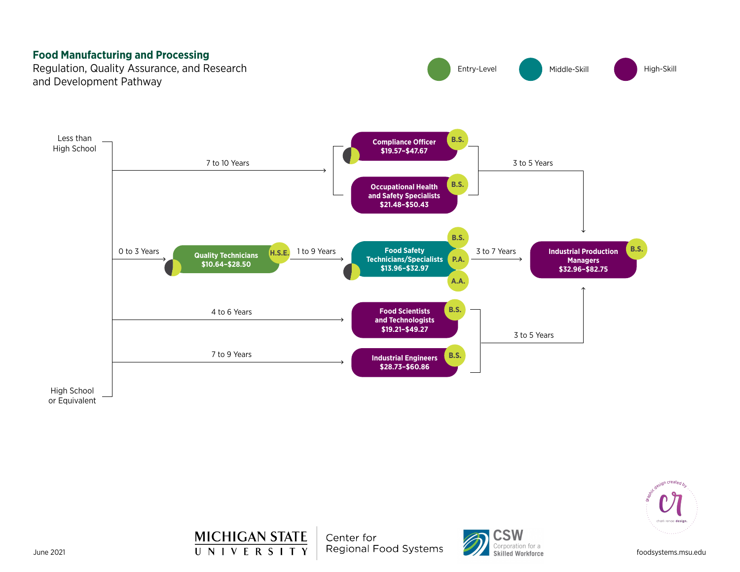## Food Manufacturing and Processing

Regulation, Quality Assurance, and Research and Development Pathway

Entry-Level

Middle-Skill

High-Skill

Less than High School

High School or Equivalent

7 to 10 Years

0 to 3 Years

4 to 6 Years

7 to 9 Years

**Compliance Officer**
**$19.57–$47.67**
B.S.

**Occupational Health and Safety Specialists**
**$21.48–$50.43**
B.S.

3 to 5 Years

**Quality Technicians**
**$10.64–$28.50**
H.S.E.

1 to 9 Years

**Food Safety Technicians/Specialists**
**$13.96–$32.97**
B.S.
P.A.
A.A.

3 to 7 Years

**Industrial Production Managers**
**$32.96–$82.75**
B.S.

**Food Scientists and Technologists**
**$19.21–$49.27**
B.S.

**Industrial Engineers**
**$28.73–$60.86**
B.S.

3 to 5 Years

June 2021

MICHIGAN STATE UNIVERSITY

Center for Regional Food Systems

CSW Corporation for a Skilled Workforce

graphic design created by charli renae design.

foodsystems.msu.edu